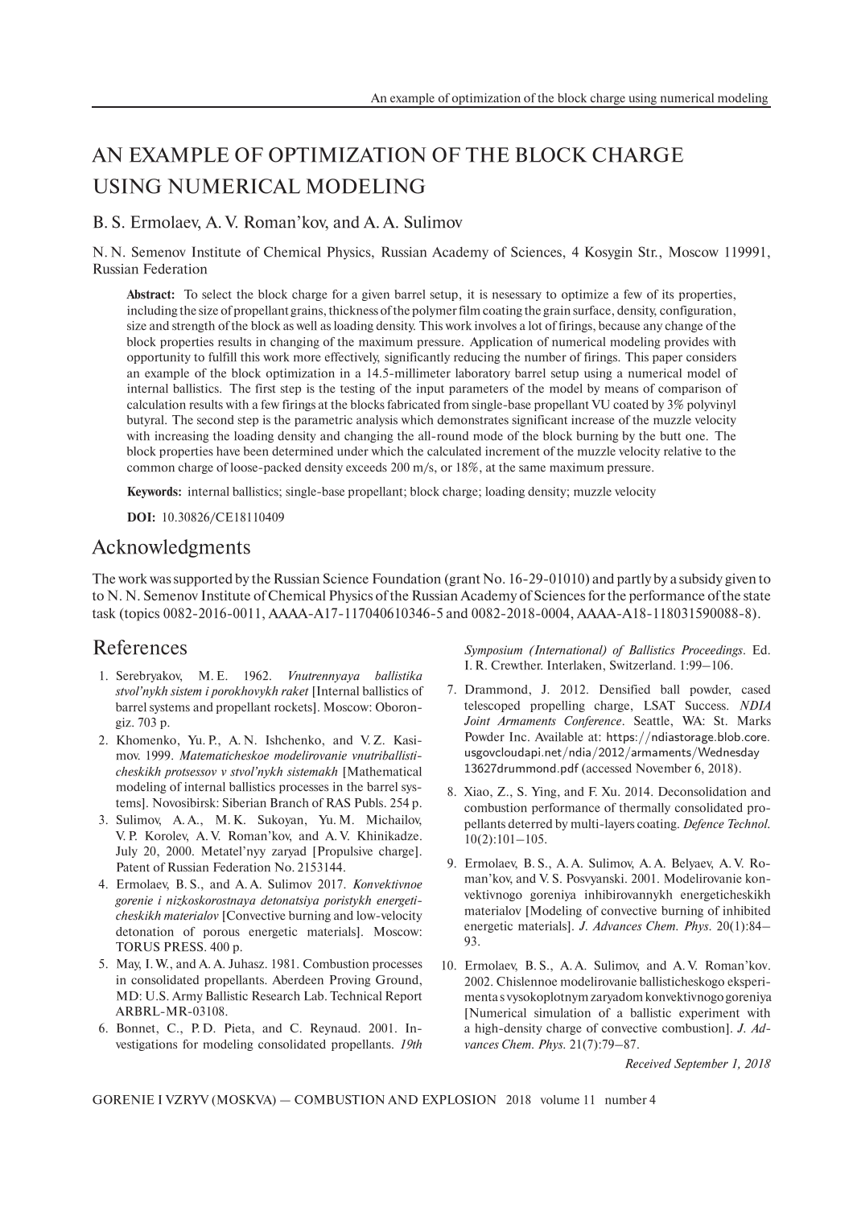# AN EXAMPLE OF OPTIMIZATION OF THE BLOCK CHARGE USING NUMERICAL MODELING

B. S. Ermolaev, A. V. Roman'kov, and A. A. Sulimov

N. N. Semenov Institute of Chemical Physics, Russian Academy of Sciences, 4 Kosygin Str., Moscow 119991, Russian Federation

**Abstract:** To select the block charge for a given barrel setup, it is nesessary to optimize a few of its properties, including the size of propellant grains, thickness of the polymer film coating the grain surface, density, configuration, size and strength of the block as well as loading density. This work involves a lot of firings, because any change of the block properties results in changing of the maximum pressure. Application of numerical modeling provides with opportunity to fulfill this work more effectively, significantly reducing the number of firings. This paper considers an example of the block optimization in a 14.5-millimeter laboratory barrel setup using a numerical model of internal ballistics. The first step is the testing of the input parameters of the model by means of comparison of calculation results with a few firings at the blocks fabricated from single-base propellant VU coated by 3% polyvinyl butyral. The second step is the parametric analysis which demonstrates significant increase of the muzzle velocity with increasing the loading density and changing the all-round mode of the block burning by the butt one. The block properties have been determined under which the calculated increment of the muzzle velocity relative to the common charge of loose-packed density exceeds 200 m/s, or 18%, at the same maximum pressure.

**Keywords:** internal ballistics; single-base propellant; block charge; loading density; muzzle velocity

**DOI:** 10.30826/CE18110409

## Acknowledgments

The work was supported by the Russian Science Foundation (grant No. 16-29-01010) and partly by a subsidy given to to N. N. Semenov Institute of Chemical Physics of the Russian Academy of Sciences for the performance of the state task (topics 0082-2016-0011, AAAA-A17-117040610346-5 and 0082-2018-0004, AAAA-A18-118031590088-8).

## References

1. Serebryakov, M. E. 1962. *Vnutrennyaya ballistika stvol'nykh sistem i porokhovykh raket* [Internal ballistics of barrel systems and propellant rockets]. Moscow: Oborongiz. 703 p.
2. Khomenko, Yu. P., A. N. Ishchenko, and V. Z. Kasimov. 1999. *Matematicheskoe modelirovanie vnutriballisticheskikh protsessov v stvol'nykh sistemakh* [Mathematical modeling of internal ballistics processes in the barrel systems]. Novosibirsk: Siberian Branch of RAS Publs. 254 p.
3. Sulimov, A. A., M. K. Sukoyan, Yu. M. Michailov, V. P. Korolev, A. V. Roman'kov, and A. V. Khinikadze. July 20, 2000. Metatel'nyy zaryad [Propulsive charge]. Patent of Russian Federation No. 2153144.
4. Ermolaev, B. S., and A. A. Sulimov 2017. *Konvektivnoe gorenie i nizkoskorostnaya detonatsiya poristykh energeticheskikh materialov* [Convective burning and low-velocity detonation of porous energetic materials]. Moscow: TORUS PRESS. 400 p.
5. May, I. W., and A. A. Juhasz. 1981. Combustion processes in consolidated propellants. Aberdeen Proving Ground, MD: U.S. Army Ballistic Research Lab. Technical Report ARBRL-MR-03108.
6. Bonnet, C., P. D. Pieta, and C. Reynaud. 2001. Investigations for modeling consolidated propellants. *19th Symposium (International) of Ballistics Proceedings*. Ed. I. R. Crewther. Interlaken, Switzerland. 1:99–106.
7. Drammond, J. 2012. Densified ball powder, cased telescoped propelling charge, LSAT Success. *NDIA Joint Armaments Conference*. Seattle, WA: St. Marks Powder Inc. Available at: https://ndiastorage.blob.core.usgovcloudapi.net/ndia/2012/armaments/Wednesday13627drummond.pdf (accessed November 6, 2018).
8. Xiao, Z., S. Ying, and F. Xu. 2014. Deconsolidation and combustion performance of thermally consolidated propellants deterred by multi-layers coating. *Defence Technol.* 10(2):101–105.
9. Ermolaev, B. S., A. A. Sulimov, A. A. Belyaev, A. V. Roman'kov, and V. S. Posvyanski. 2001. Modelirovanie konvektivnogo goreniya inhibirovannykh energeticheskikh materialov [Modeling of convective burning of inhibited energetic materials]. *J. Advances Chem. Phys.* 20(1):84–93.
10. Ermolaev, B. S., A. A. Sulimov, and A. V. Roman'kov. 2002. Chislennoe modelirovanie ballisticheskogo eksperimenta s vysokoplotnym zaryadom konvektivnogo goreniya [Numerical simulation of a ballistic experiment with a high-density charge of convective burning]. *J. Advances Chem. Phys.* 21(7):79–87.

*Received September 1, 2018*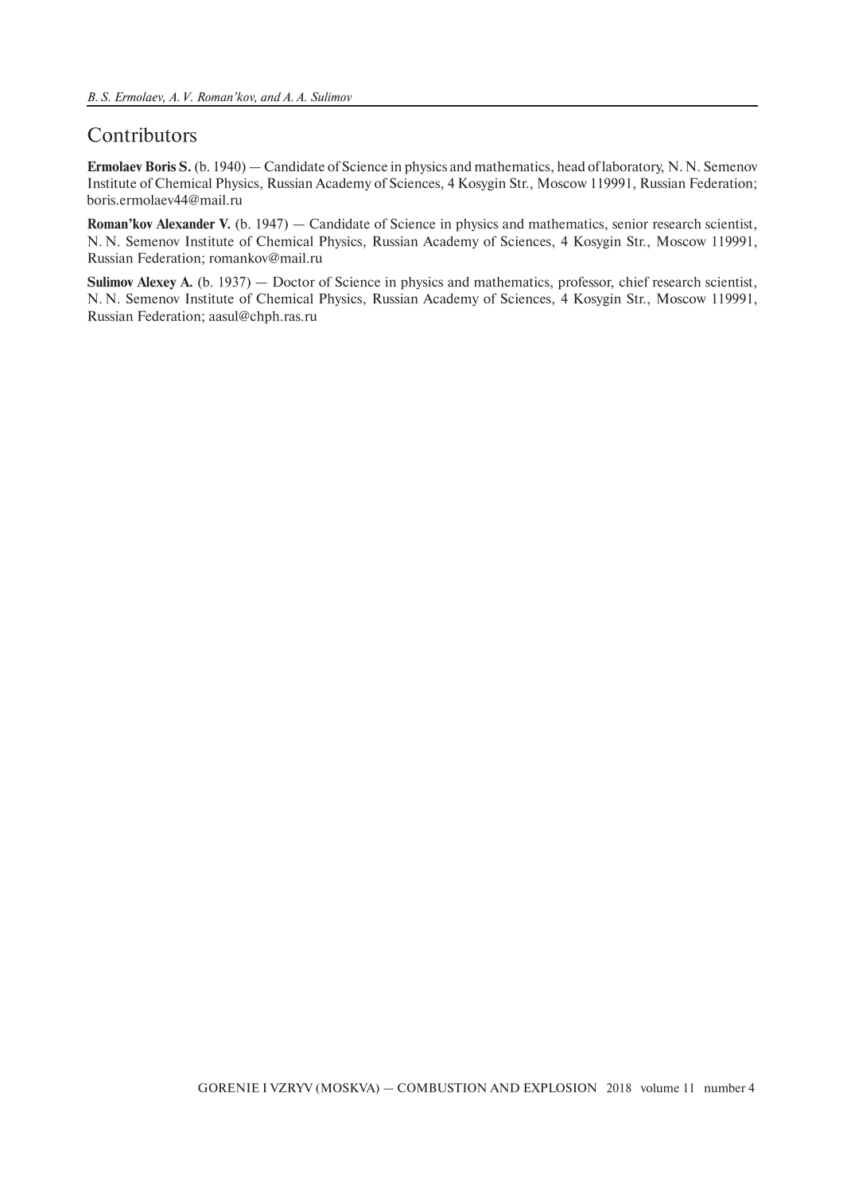## Contributors

**Ermolaev Boris S.** (b. 1940) — Candidate of Science in physics and mathematics, head of laboratory, N. N. Semenov Institute of Chemical Physics, Russian Academy of Sciences, 4 Kosygin Str., Moscow 119991, Russian Federation; boris.ermolaev44@mail.ru

**Roman'kov Alexander V.** (b. 1947) — Candidate of Science in physics and mathematics, senior research scientist, N. N. Semenov Institute of Chemical Physics, Russian Academy of Sciences, 4 Kosygin Str., Moscow 119991, Russian Federation; romankov@mail.ru

**Sulimov Alexey A.** (b. 1937) — Doctor of Science in physics and mathematics, professor, chief research scientist, N. N. Semenov Institute of Chemical Physics, Russian Academy of Sciences, 4 Kosygin Str., Moscow 119991, Russian Federation; aasul@chph.ras.ru